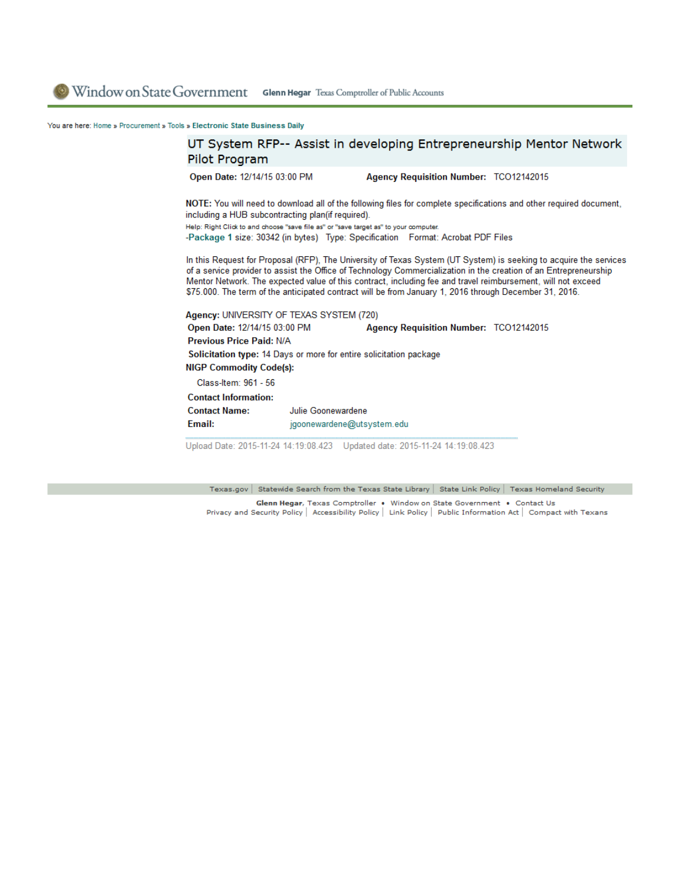Window on State Government **Glenn Hegar** Texas Comptroller of Public Accounts

You are here: Home » Procurement » Tools » **Electronic State Business Daily**

# UT System RFP-- Assist in developing Entrepreneurship Mentor Network Pilot Program

**Open Date:** 12/14/15 03:00 PM **Agency Requisition Number:** TCO12142015

**NOTE:** You will need to download all of the following files for complete specifications and other required document, including a HUB subcontracting plan(if required).

Help: Right Click to and choose "save file as" or "save target as" to your computer.

-**Package 1** size: 30342 (in bytes) Type: Specification Format: Acrobat PDF Files

In this Request for Proposal (RFP), The University of Texas System (UT System) is seeking to acquire the services of a service provider to assist the Office of Technology Commercialization in the creation of an Entrepreneurship Mentor Network. The expected value of this contract, including fee and travel reimbursement, will not exceed $75.000. The term of the anticipated contract will be from January 1, 2016 through December 31, 2016.

**Agency:** UNIVERSITY OF TEXAS SYSTEM (720)

**Open Date:** 12/14/15 03:00 PM **Agency Requisition Number:** TCO12142015

**Previous Price Paid:** N/A

**Solicitation type:** 14 Days or more for entire solicitation package

**NIGP Commodity Code(s):**

Class-Item: 961 - 56

**Contact Information:**

**Contact Name:** Julie Goonewardene

**Email:** jgoonewardene@utsystem.edu

Upload Date: 2015-11-24 14:19:08.423 Updated date: 2015-11-24 14:19:08.423

Texas.gov | Statewide Search from the Texas State Library | State Link Policy | Texas Homeland Security

**Glenn Hegar**, Texas Comptroller • Window on State Government • Contact Us

Privacy and Security Policy | Accessibility Policy | Link Policy | Public Information Act | Compact with Texans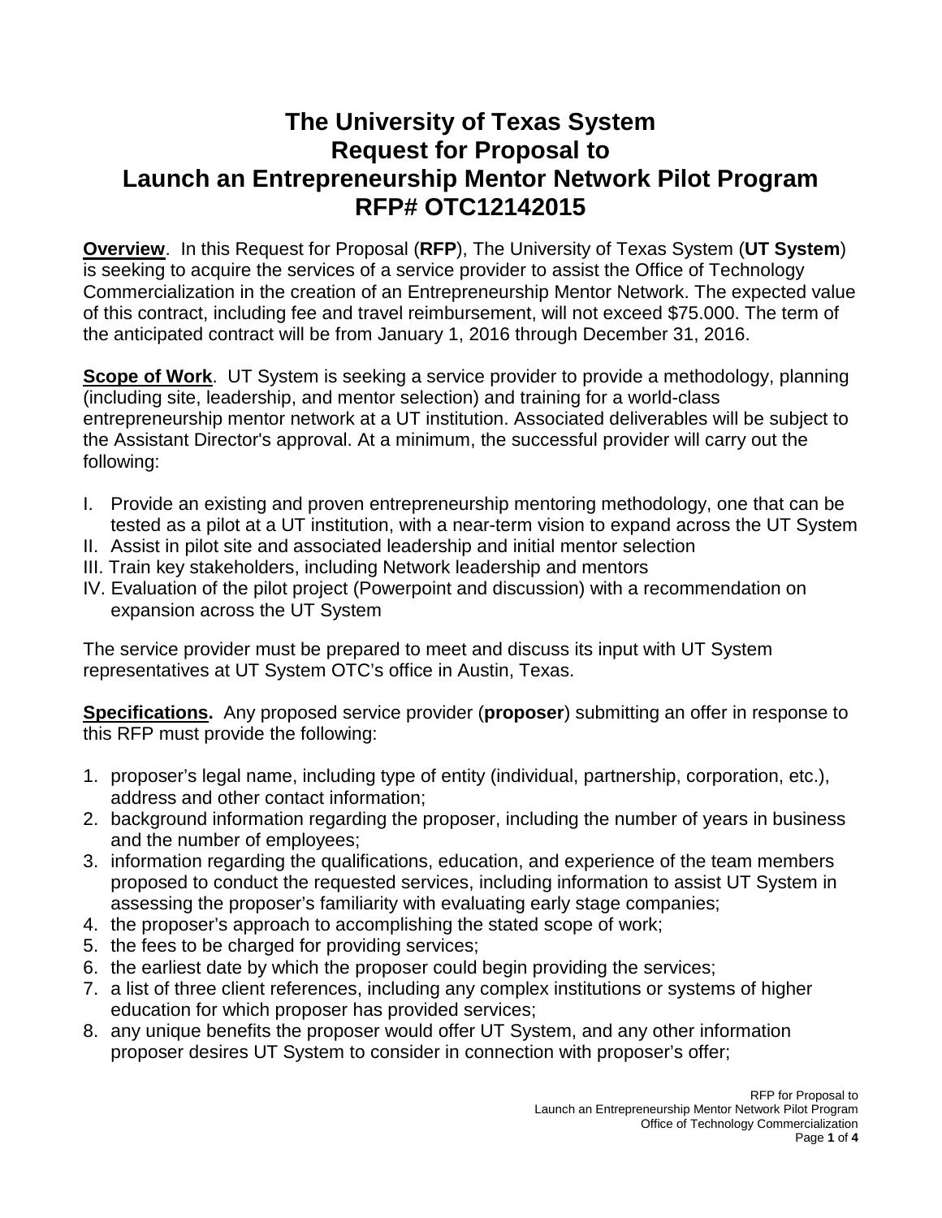# The University of Texas System
# Request for Proposal to
# Launch an Entrepreneurship Mentor Network Pilot Program
# RFP# OTC12142015

**Overview**. In this Request for Proposal (**RFP**), The University of Texas System (**UT System**) is seeking to acquire the services of a service provider to assist the Office of Technology Commercialization in the creation of an Entrepreneurship Mentor Network. The expected value of this contract, including fee and travel reimbursement, will not exceed $75.000. The term of the anticipated contract will be from January 1, 2016 through December 31, 2016.

**Scope of Work**. UT System is seeking a service provider to provide a methodology, planning (including site, leadership, and mentor selection) and training for a world-class entrepreneurship mentor network at a UT institution. Associated deliverables will be subject to the Assistant Director's approval. At a minimum, the successful provider will carry out the following:

I. Provide an existing and proven entrepreneurship mentoring methodology, one that can be tested as a pilot at a UT institution, with a near-term vision to expand across the UT System
II. Assist in pilot site and associated leadership and initial mentor selection
III. Train key stakeholders, including Network leadership and mentors
IV. Evaluation of the pilot project (Powerpoint and discussion) with a recommendation on expansion across the UT System

The service provider must be prepared to meet and discuss its input with UT System representatives at UT System OTC's office in Austin, Texas.

**Specifications.** Any proposed service provider (**proposer**) submitting an offer in response to this RFP must provide the following:

1. proposer's legal name, including type of entity (individual, partnership, corporation, etc.), address and other contact information;
2. background information regarding the proposer, including the number of years in business and the number of employees;
3. information regarding the qualifications, education, and experience of the team members proposed to conduct the requested services, including information to assist UT System in assessing the proposer's familiarity with evaluating early stage companies;
4. the proposer's approach to accomplishing the stated scope of work;
5. the fees to be charged for providing services;
6. the earliest date by which the proposer could begin providing the services;
7. a list of three client references, including any complex institutions or systems of higher education for which proposer has provided services;
8. any unique benefits the proposer would offer UT System, and any other information proposer desires UT System to consider in connection with proposer's offer;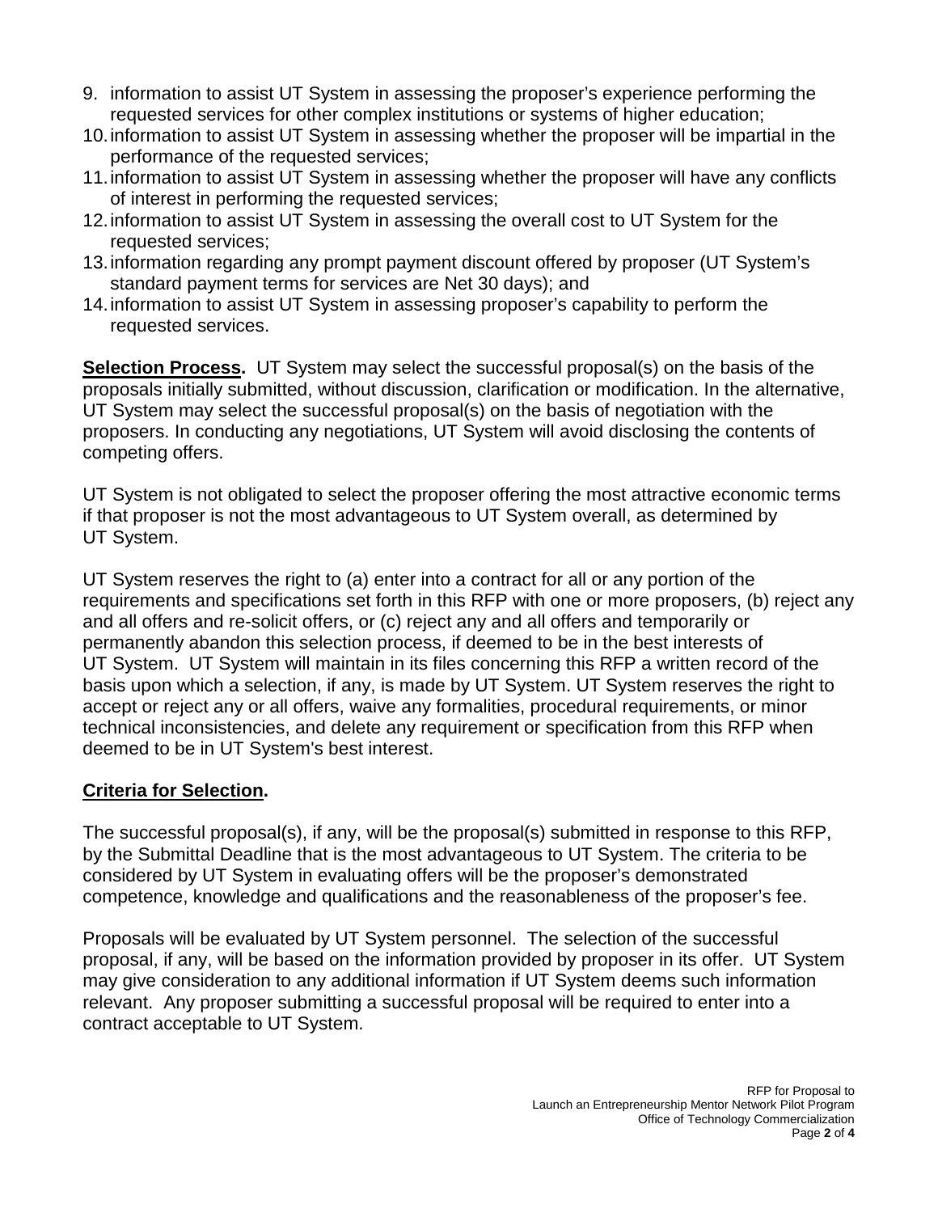9. information to assist UT System in assessing the proposer's experience performing the requested services for other complex institutions or systems of higher education;
10. information to assist UT System in assessing whether the proposer will be impartial in the performance of the requested services;
11. information to assist UT System in assessing whether the proposer will have any conflicts of interest in performing the requested services;
12. information to assist UT System in assessing the overall cost to UT System for the requested services;
13. information regarding any prompt payment discount offered by proposer (UT System's standard payment terms for services are Net 30 days); and
14. information to assist UT System in assessing proposer's capability to perform the requested services.

**<u>Selection Process</u>.** UT System may select the successful proposal(s) on the basis of the proposals initially submitted, without discussion, clarification or modification. In the alternative, UT System may select the successful proposal(s) on the basis of negotiation with the proposers. In conducting any negotiations, UT System will avoid disclosing the contents of competing offers.

UT System is not obligated to select the proposer offering the most attractive economic terms if that proposer is not the most advantageous to UT System overall, as determined by UT System.

UT System reserves the right to (a) enter into a contract for all or any portion of the requirements and specifications set forth in this RFP with one or more proposers, (b) reject any and all offers and re-solicit offers, or (c) reject any and all offers and temporarily or permanently abandon this selection process, if deemed to be in the best interests of UT System. UT System will maintain in its files concerning this RFP a written record of the basis upon which a selection, if any, is made by UT System. UT System reserves the right to accept or reject any or all offers, waive any formalities, procedural requirements, or minor technical inconsistencies, and delete any requirement or specification from this RFP when deemed to be in UT System's best interest.

**<u>Criteria for Selection</u>.**

The successful proposal(s), if any, will be the proposal(s) submitted in response to this RFP, by the Submittal Deadline that is the most advantageous to UT System. The criteria to be considered by UT System in evaluating offers will be the proposer's demonstrated competence, knowledge and qualifications and the reasonableness of the proposer's fee.

Proposals will be evaluated by UT System personnel. The selection of the successful proposal, if any, will be based on the information provided by proposer in its offer. UT System may give consideration to any additional information if UT System deems such information relevant. Any proposer submitting a successful proposal will be required to enter into a contract acceptable to UT System.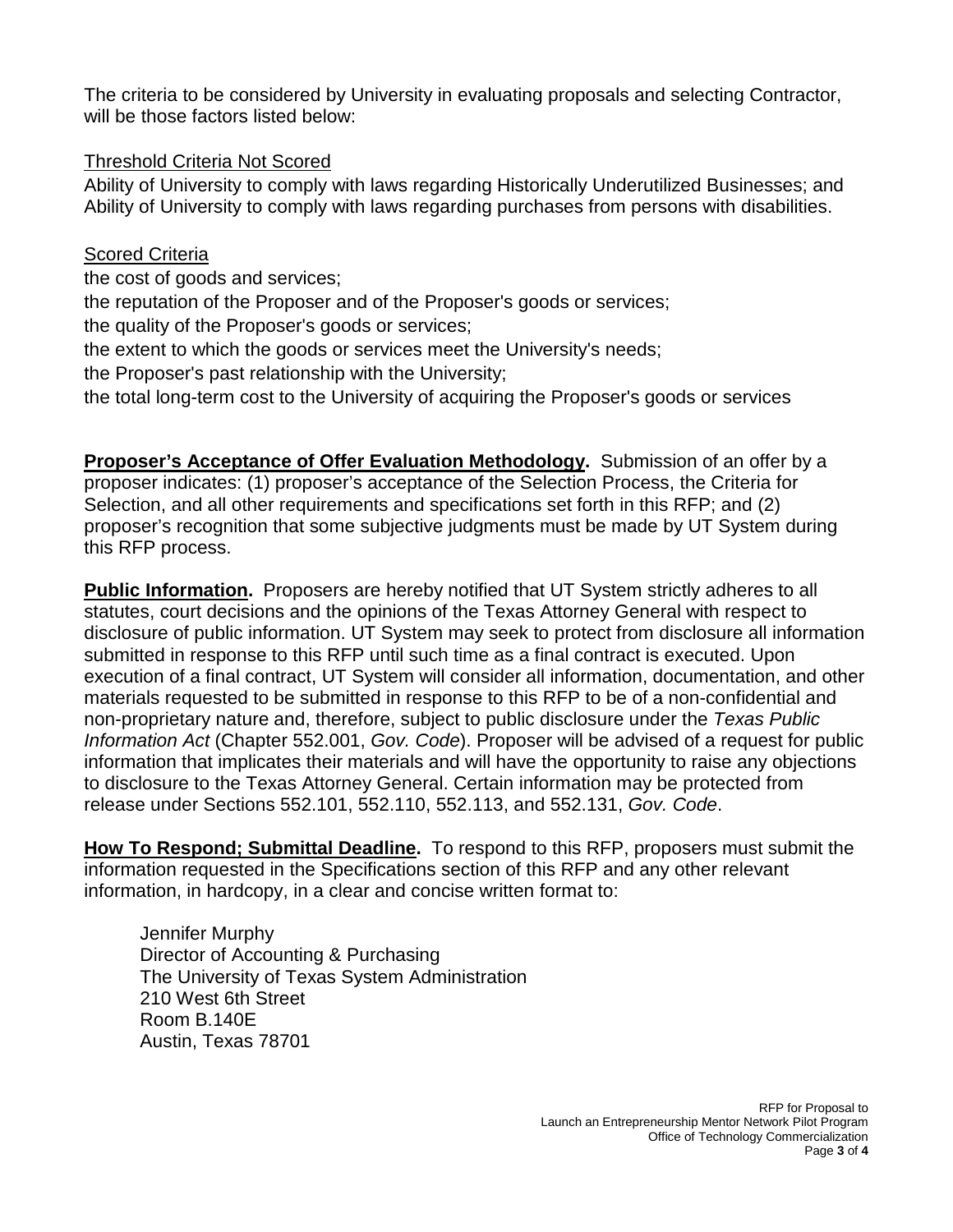The criteria to be considered by University in evaluating proposals and selecting Contractor, will be those factors listed below:

<u>Threshold Criteria Not Scored</u>

Ability of University to comply with laws regarding Historically Underutilized Businesses; and Ability of University to comply with laws regarding purchases from persons with disabilities.

<u>Scored Criteria</u>

the cost of goods and services;
the reputation of the Proposer and of the Proposer's goods or services;
the quality of the Proposer's goods or services;
the extent to which the goods or services meet the University's needs;
the Proposer's past relationship with the University;
the total long-term cost to the University of acquiring the Proposer's goods or services

**<u>Proposer's Acceptance of Offer Evaluation Methodology</u>.** Submission of an offer by a proposer indicates: (1) proposer's acceptance of the Selection Process, the Criteria for Selection, and all other requirements and specifications set forth in this RFP; and (2) proposer's recognition that some subjective judgments must be made by UT System during this RFP process.

**<u>Public Information</u>.** Proposers are hereby notified that UT System strictly adheres to all statutes, court decisions and the opinions of the Texas Attorney General with respect to disclosure of public information. UT System may seek to protect from disclosure all information submitted in response to this RFP until such time as a final contract is executed. Upon execution of a final contract, UT System will consider all information, documentation, and other materials requested to be submitted in response to this RFP to be of a non-confidential and non-proprietary nature and, therefore, subject to public disclosure under the *Texas Public Information Act* (Chapter 552.001, *Gov. Code*). Proposer will be advised of a request for public information that implicates their materials and will have the opportunity to raise any objections to disclosure to the Texas Attorney General. Certain information may be protected from release under Sections 552.101, 552.110, 552.113, and 552.131, *Gov. Code*.

**<u>How To Respond; Submittal Deadline</u>.** To respond to this RFP, proposers must submit the information requested in the Specifications section of this RFP and any other relevant information, in hardcopy, in a clear and concise written format to:

Jennifer Murphy
Director of Accounting & Purchasing
The University of Texas System Administration
210 West 6th Street
Room B.140E
Austin, Texas 78701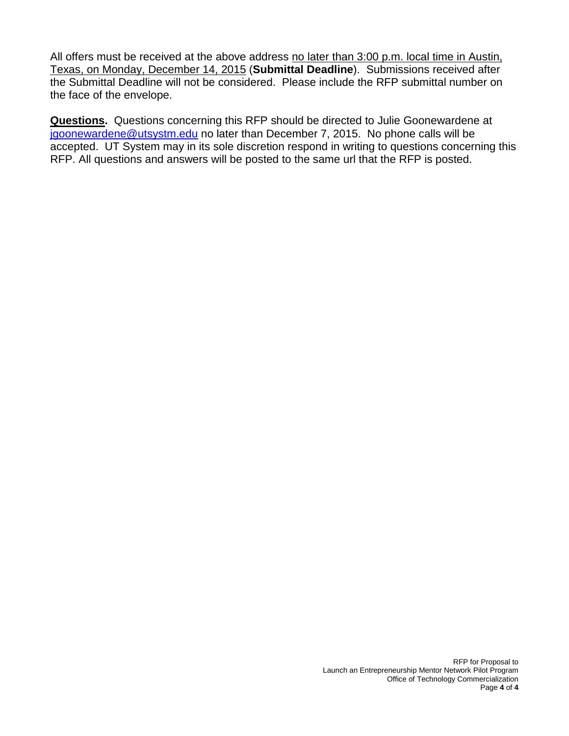All offers must be received at the above address no later than 3:00 p.m. local time in Austin, Texas, on Monday, December 14, 2015 (**Submittal Deadline**). Submissions received after the Submittal Deadline will not be considered. Please include the RFP submittal number on the face of the envelope.

**Questions.** Questions concerning this RFP should be directed to Julie Goonewardene at jgoonewardene@utsystm.edu no later than December 7, 2015. No phone calls will be accepted. UT System may in its sole discretion respond in writing to questions concerning this RFP. All questions and answers will be posted to the same url that the RFP is posted.